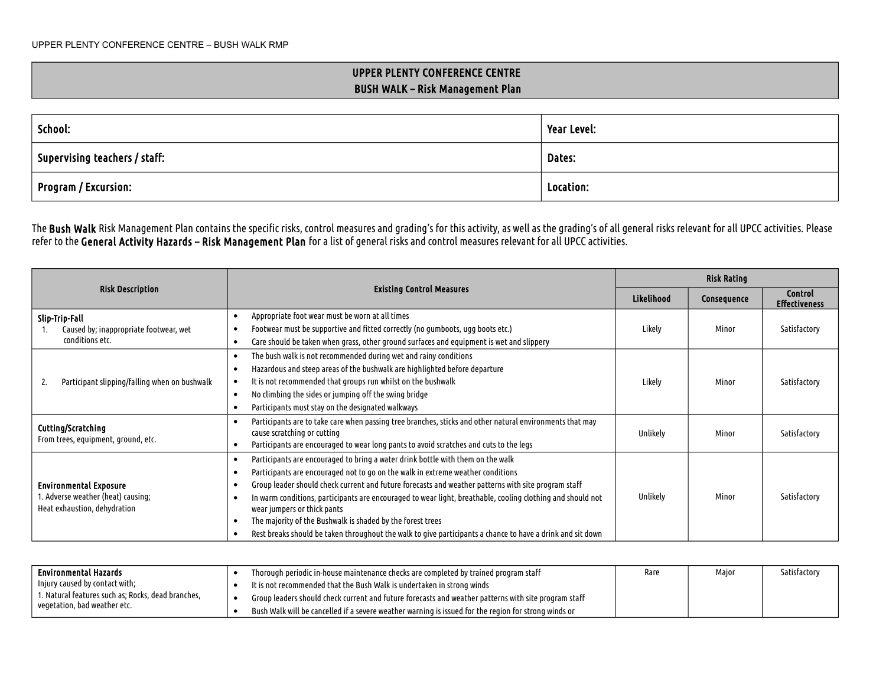# UPPER PLENTY CONFERENCE CENTRE
## BUSH WALK – Risk Management Plan

| School: | Year Level: |
|---|---|
| Supervising teachers / staff: | Dates: |
| Program / Excursion: | Location: |

The **Bush Walk** Risk Management Plan contains the specific risks, control measures and grading's for this activity, as well as the grading's of all general risks relevant for all UPCC activities. Please refer to the **General Activity Hazards – Risk Management Plan** for a list of general risks and control measures relevant for all UPCC activities.

| Risk Description | Existing Control Measures | Risk Rating | | |
|---|---|---|---|---|
| | | Likelihood | Consequence | Control Effectiveness |
| **Slip-Trip-Fall**<br>1. Caused by; inappropriate footwear, wet conditions etc. | • Appropriate foot wear must be worn at all times<br>• Footwear must be supportive and fitted correctly (no gumboots, ugg boots etc.)<br>• Care should be taken when grass, other ground surfaces and equipment is wet and slippery | Likely | Minor | Satisfactory |
| 2. Participant slipping/falling when on bushwalk | • The bush walk is not recommended during wet and rainy conditions<br>• Hazardous and steep areas of the bushwalk are highlighted before departure<br>• It is not recommended that groups run whilst on the bushwalk<br>• No climbing the sides or jumping off the swing bridge<br>• Participants must stay on the designated walkways | Likely | Minor | Satisfactory |
| **Cutting/Scratching**<br>From trees, equipment, ground, etc. | • Participants are to take care when passing tree branches, sticks and other natural environments that may cause scratching or cutting<br>• Participants are encouraged to wear long pants to avoid scratches and cuts to the legs | Unlikely | Minor | Satisfactory |
| **Environmental Exposure**<br>1. Adverse weather (heat) causing;<br>Heat exhaustion, dehydration | • Participants are encouraged to bring a water drink bottle with them on the walk<br>• Participants are encouraged not to go on the walk in extreme weather conditions<br>• Group leader should check current and future forecasts and weather patterns with site program staff<br>• In warm conditions, participants are encouraged to wear light, breathable, cooling clothing and should not wear jumpers or thick pants<br>• The majority of the Bushwalk is shaded by the forest trees<br>• Rest breaks should be taken throughout the walk to give participants a chance to have a drink and sit down | Unlikely | Minor | Satisfactory |
| **Environmental Hazards**<br>Injury caused by contact with;<br>1. Natural features such as; Rocks, dead branches, vegetation, bad weather etc. | • Thorough periodic in-house maintenance checks are completed by trained program staff<br>• It is not recommended that the Bush Walk is undertaken in strong winds<br>• Group leaders should check current and future forecasts and weather patterns with site program staff<br>• Bush Walk will be cancelled if a severe weather warning is issued for the region for strong winds or | Rare | Major | Satisfactory |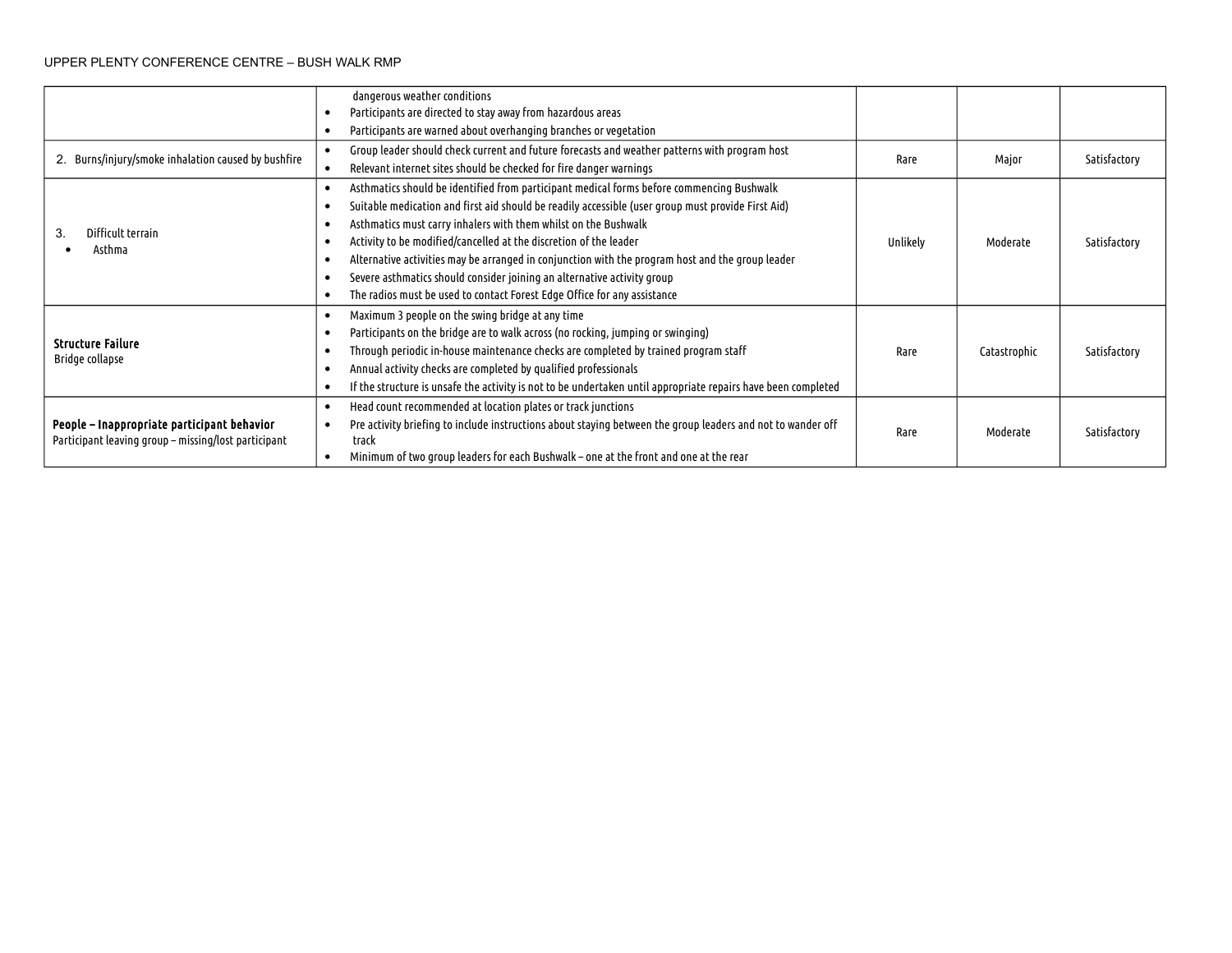| | | | | |
|---|---|---|---|---|
| | dangerous weather conditions<br>• Participants are directed to stay away from hazardous areas<br>• Participants are warned about overhanging branches or vegetation | | | |
| 2. Burns/injury/smoke inhalation caused by bushfire | • Group leader should check current and future forecasts and weather patterns with program host<br>• Relevant internet sites should be checked for fire danger warnings | Rare | Major | Satisfactory |
| 3. Difficult terrain<br>• Asthma | • Asthmatics should be identified from participant medical forms before commencing Bushwalk<br>• Suitable medication and first aid should be readily accessible (user group must provide First Aid)<br>• Asthmatics must carry inhalers with them whilst on the Bushwalk<br>• Activity to be modified/cancelled at the discretion of the leader<br>• Alternative activities may be arranged in conjunction with the program host and the group leader<br>• Severe asthmatics should consider joining an alternative activity group<br>• The radios must be used to contact Forest Edge Office for any assistance | Unlikely | Moderate | Satisfactory |
| **Structure Failure**<br>Bridge collapse | • Maximum 3 people on the swing bridge at any time<br>• Participants on the bridge are to walk across (no rocking, jumping or swinging)<br>• Through periodic in-house maintenance checks are completed by trained program staff<br>• Annual activity checks are completed by qualified professionals<br>• If the structure is unsafe the activity is not to be undertaken until appropriate repairs have been completed | Rare | Catastrophic | Satisfactory |
| **People – Inappropriate participant behavior**<br>Participant leaving group – missing/lost participant | • Head count recommended at location plates or track junctions<br>• Pre activity briefing to include instructions about staying between the group leaders and not to wander off track<br>• Minimum of two group leaders for each Bushwalk – one at the front and one at the rear | Rare | Moderate | Satisfactory |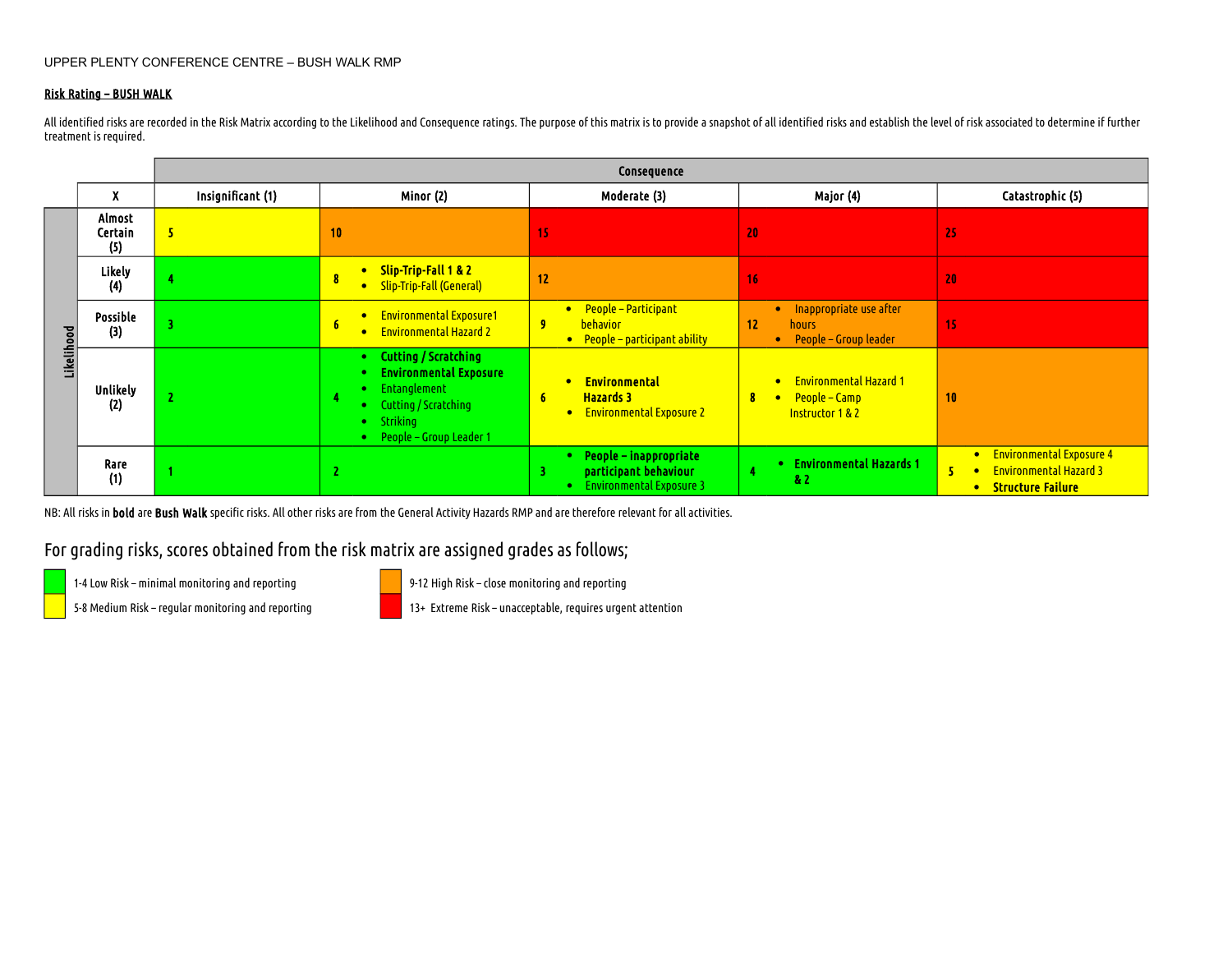UPPER PLENTY CONFERENCE CENTRE – BUSH WALK RMP

**Risk Rating – BUSH WALK**

All identified risks are recorded in the Risk Matrix according to the Likelihood and Consequence ratings. The purpose of this matrix is to provide a snapshot of all identified risks and establish the level of risk associated to determine if further treatment is required.

| | | Consequence | | | | |
|---|---|---|---|---|---|---|
| | X | Insignificant (1) | Minor (2) | Moderate (3) | Major (4) | Catastrophic (5) |
| Likelihood | Almost Certain (5) | 5 | 10 | 15 | 20 | 25 |
| | Likely (4) | 4 | 8 • **Slip-Trip-Fall 1 & 2** • Slip-Trip-Fall (General) | 12 | 16 | 20 |
| | Possible (3) | 3 | 6 • Environmental Exposure1 • Environmental Hazard 2 | 9 • People – Participant behavior • People – participant ability | 12 • Inappropriate use after hours • People – Group leader | 15 |
| | Unlikely (2) | 2 | 4 • **Cutting / Scratching** • **Environmental Exposure** • Entanglement • Cutting / Scratching • Striking • People – Group Leader 1 | 6 • **Environmental Hazards 3** • Environmental Exposure 2 | 8 • Environmental Hazard 1 • People – Camp Instructor 1 & 2 | 10 |
| | Rare (1) | 1 | 2 | 3 • **People – inappropriate participant behaviour** • Environmental Exposure 3 | 4 • **Environmental Hazards 1 & 2** | 5 • Environmental Exposure 4 • Environmental Hazard 3 • **Structure Failure** |

NB: All risks in **bold** are **Bush Walk** specific risks. All other risks are from the General Activity Hazards RMP and are therefore relevant for all activities.

For grading risks, scores obtained from the risk matrix are assigned grades as follows;

- 1-4 Low Risk – minimal monitoring and reporting
- 5-8 Medium Risk – regular monitoring and reporting
- 9-12 High Risk – close monitoring and reporting
- 13+ Extreme Risk – unacceptable, requires urgent attention